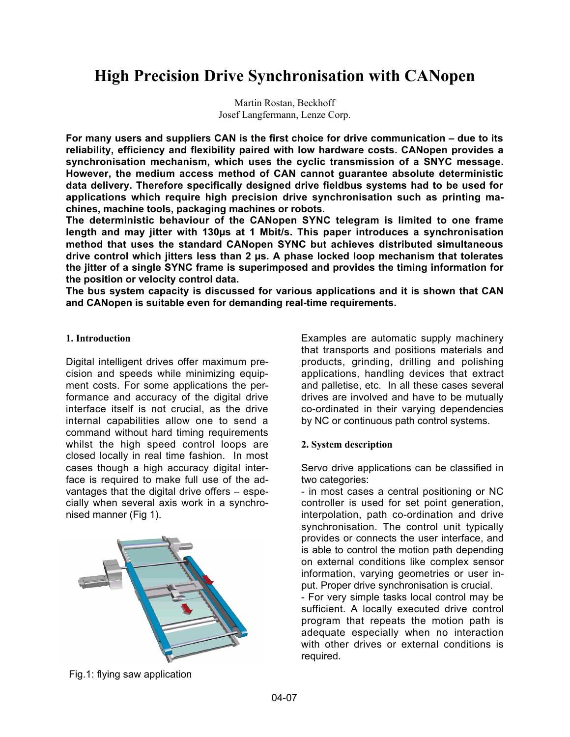# High Precision Drive Synchronisation with CANopen

Martin Rostan, Beckhoff
Josef Langfermann, Lenze Corp.

**For many users and suppliers CAN is the first choice for drive communication – due to its reliability, efficiency and flexibility paired with low hardware costs. CANopen provides a synchronisation mechanism, which uses the cyclic transmission of a SNYC message. However, the medium access method of CAN cannot guarantee absolute deterministic data delivery. Therefore specifically designed drive fieldbus systems had to be used for applications which require high precision drive synchronisation such as printing machines, machine tools, packaging machines or robots.**
**The deterministic behaviour of the CANopen SYNC telegram is limited to one frame length and may jitter with 130µs at 1 Mbit/s. This paper introduces a synchronisation method that uses the standard CANopen SYNC but achieves distributed simultaneous drive control which jitters less than 2 µs. A phase locked loop mechanism that tolerates the jitter of a single SYNC frame is superimposed and provides the timing information for the position or velocity control data.**
**The bus system capacity is discussed for various applications and it is shown that CAN and CANopen is suitable even for demanding real-time requirements.**

## 1. Introduction

Digital intelligent drives offer maximum precision and speeds while minimizing equipment costs. For some applications the performance and accuracy of the digital drive interface itself is not crucial, as the drive internal capabilities allow one to send a command without hard timing requirements whilst the high speed control loops are closed locally in real time fashion. In most cases though a high accuracy digital interface is required to make full use of the advantages that the digital drive offers – especially when several axis work in a synchronised manner (Fig 1).

Fig.1: flying saw application

Examples are automatic supply machinery that transports and positions materials and products, grinding, drilling and polishing applications, handling devices that extract and palletise, etc. In all these cases several drives are involved and have to be mutually co-ordinated in their varying dependencies by NC or continuous path control systems.

## 2. System description

Servo drive applications can be classified in two categories:

- in most cases a central positioning or NC controller is used for set point generation, interpolation, path co-ordination and drive synchronisation. The control unit typically provides or connects the user interface, and is able to control the motion path depending on external conditions like complex sensor information, varying geometries or user input. Proper drive synchronisation is crucial.
- For very simple tasks local control may be sufficient. A locally executed drive control program that repeats the motion path is adequate especially when no interaction with other drives or external conditions is required.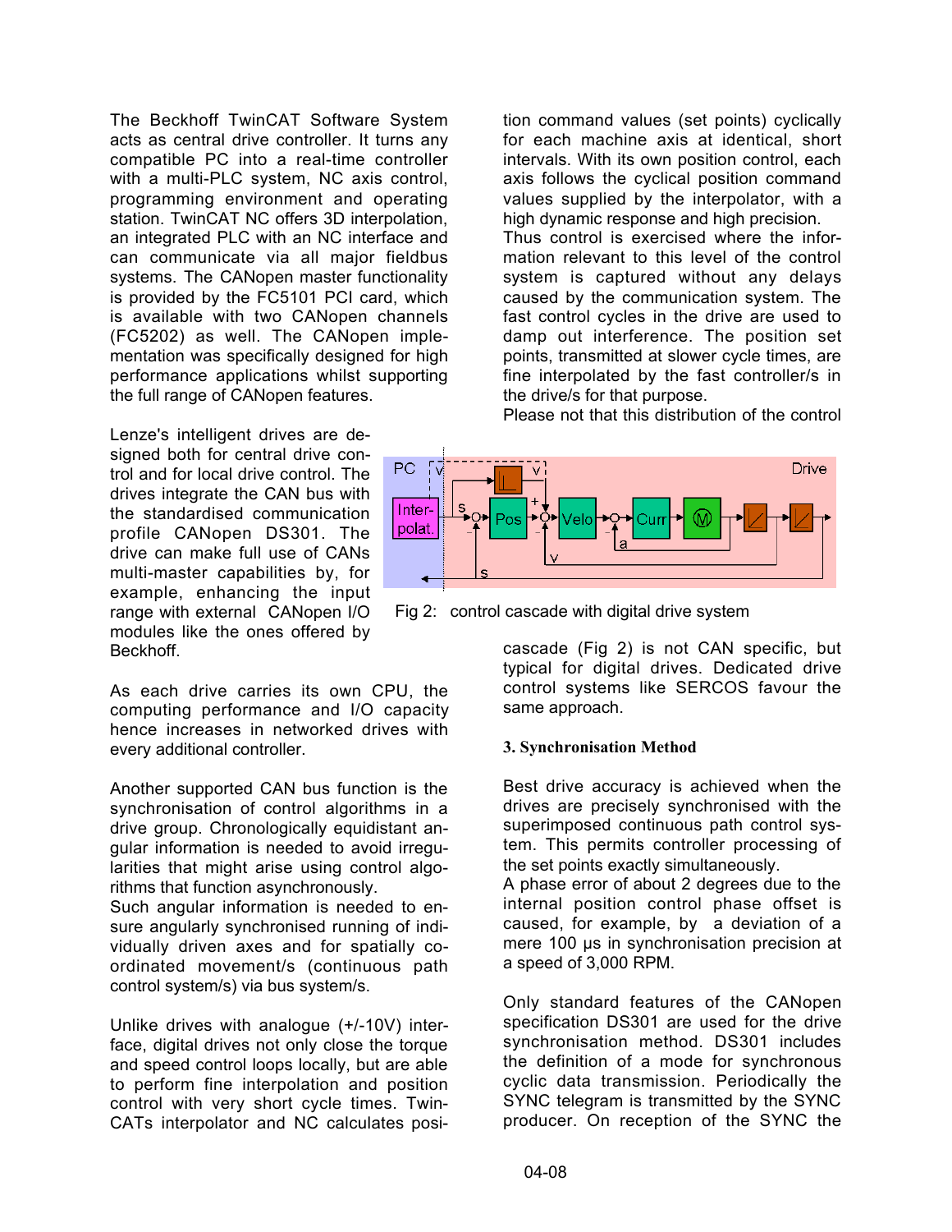The Beckhoff TwinCAT Software System acts as central drive controller. It turns any compatible PC into a real-time controller with a multi-PLC system, NC axis control, programming environment and operating station. TwinCAT NC offers 3D interpolation, an integrated PLC with an NC interface and can communicate via all major fieldbus systems. The CANopen master functionality is provided by the FC5101 PCI card, which is available with two CANopen channels (FC5202) as well. The CANopen implementation was specifically designed for high performance applications whilst supporting the full range of CANopen features.

Lenze's intelligent drives are designed both for central drive control and for local drive control. The drives integrate the CAN bus with the standardised communication profile CANopen DS301. The drive can make full use of CANs multi-master capabilities by, for example, enhancing the input range with external CANopen I/O modules like the ones offered by Beckhoff.

As each drive carries its own CPU, the computing performance and I/O capacity hence increases in networked drives with every additional controller.

Another supported CAN bus function is the synchronisation of control algorithms in a drive group. Chronologically equidistant angular information is needed to avoid irregularities that might arise using control algorithms that function asynchronously.
Such angular information is needed to ensure angularly synchronised running of individually driven axes and for spatially coordinated movement/s (continuous path control system/s) via bus system/s.

Unlike drives with analogue (+/-10V) interface, digital drives not only close the torque and speed control loops locally, but are able to perform fine interpolation and position control with very short cycle times. TwinCATs interpolator and NC calculates position command values (set points) cyclically for each machine axis at identical, short intervals. With its own position control, each axis follows the cyclical position command values supplied by the interpolator, with a high dynamic response and high precision.
Thus control is exercised where the information relevant to this level of the control system is captured without any delays caused by the communication system. The fast control cycles in the drive are used to damp out interference. The position set points, transmitted at slower cycle times, are fine interpolated by the fast controller/s in the drive/s for that purpose.
Please not that this distribution of the control cascade (Fig 2) is not CAN specific, but typical for digital drives. Dedicated drive control systems like SERCOS favour the same approach.

Fig 2: control cascade with digital drive system

### 3. Synchronisation Method

Best drive accuracy is achieved when the drives are precisely synchronised with the superimposed continuous path control system. This permits controller processing of the set points exactly simultaneously.
A phase error of about 2 degrees due to the internal position control phase offset is caused, for example, by a deviation of a mere 100 µs in synchronisation precision at a speed of 3,000 RPM.

Only standard features of the CANopen specification DS301 are used for the drive synchronisation method. DS301 includes the definition of a mode for synchronous cyclic data transmission. Periodically the SYNC telegram is transmitted by the SYNC producer. On reception of the SYNC the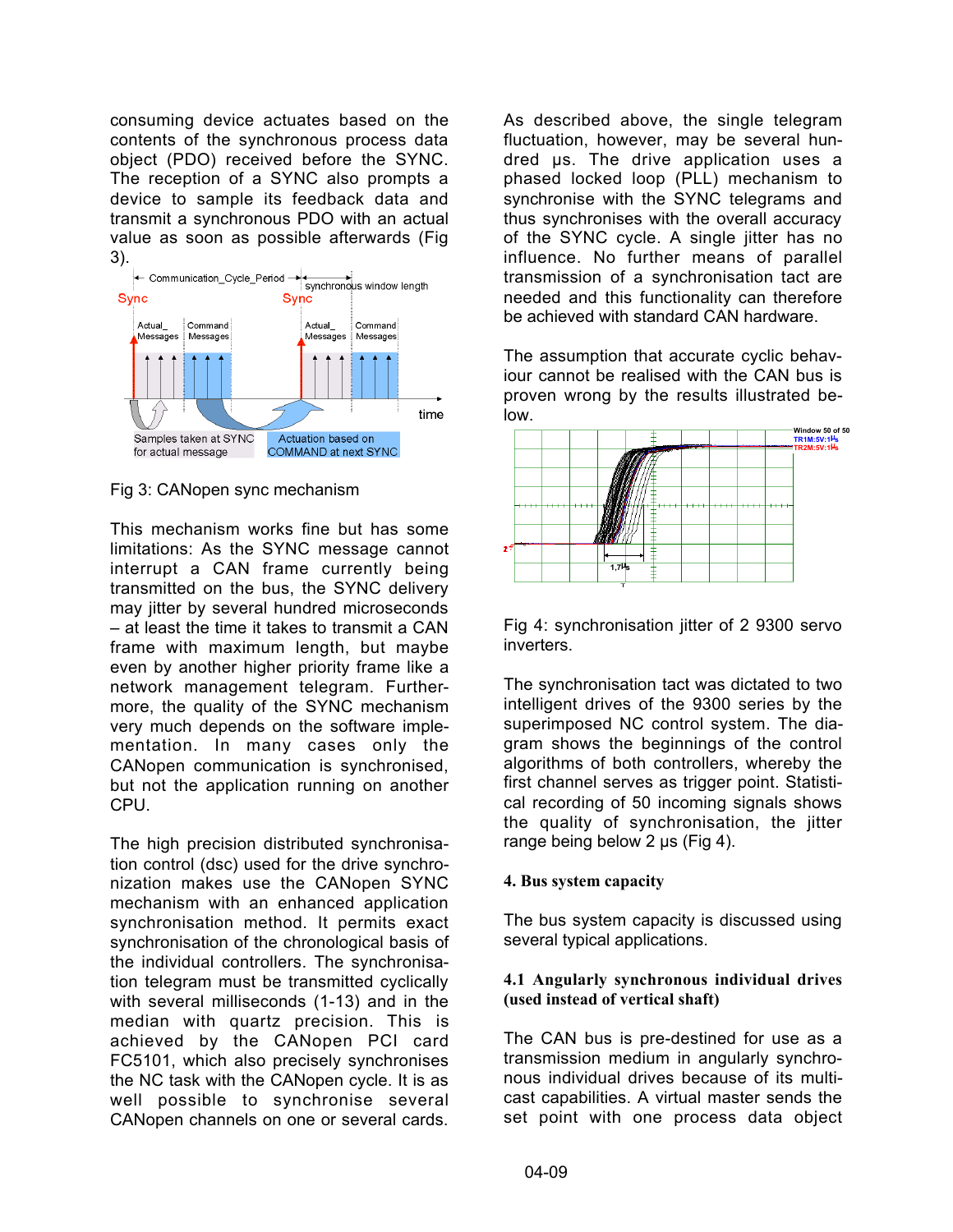consuming device actuates based on the contents of the synchronous process data object (PDO) received before the SYNC. The reception of a SYNC also prompts a device to sample its feedback data and transmit a synchronous PDO with an actual value as soon as possible afterwards (Fig 3).

Fig 3: CANopen sync mechanism

This mechanism works fine but has some limitations: As the SYNC message cannot interrupt a CAN frame currently being transmitted on the bus, the SYNC delivery may jitter by several hundred microseconds – at least the time it takes to transmit a CAN frame with maximum length, but maybe even by another higher priority frame like a network management telegram. Furthermore, the quality of the SYNC mechanism very much depends on the software implementation. In many cases only the CANopen communication is synchronised, but not the application running on another CPU.

The high precision distributed synchronisation control (dsc) used for the drive synchronization makes use the CANopen SYNC mechanism with an enhanced application synchronisation method. It permits exact synchronisation of the chronological basis of the individual controllers. The synchronisation telegram must be transmitted cyclically with several milliseconds (1-13) and in the median with quartz precision. This is achieved by the CANopen PCI card FC5101, which also precisely synchronises the NC task with the CANopen cycle. It is as well possible to synchronise several CANopen channels on one or several cards.

As described above, the single telegram fluctuation, however, may be several hundred µs. The drive application uses a phased locked loop (PLL) mechanism to synchronise with the SYNC telegrams and thus synchronises with the overall accuracy of the SYNC cycle. A single jitter has no influence. No further means of parallel transmission of a synchronisation tact are needed and this functionality can therefore be achieved with standard CAN hardware.

The assumption that accurate cyclic behaviour cannot be realised with the CAN bus is proven wrong by the results illustrated below.

Fig 4: synchronisation jitter of 2 9300 servo inverters.

The synchronisation tact was dictated to two intelligent drives of the 9300 series by the superimposed NC control system. The diagram shows the beginnings of the control algorithms of both controllers, whereby the first channel serves as trigger point. Statistical recording of 50 incoming signals shows the quality of synchronisation, the jitter range being below 2 µs (Fig 4).

## 4. Bus system capacity

The bus system capacity is discussed using several typical applications.

### 4.1 Angularly synchronous individual drives (used instead of vertical shaft)

The CAN bus is pre-destined for use as a transmission medium in angularly synchronous individual drives because of its multicast capabilities. A virtual master sends the set point with one process data object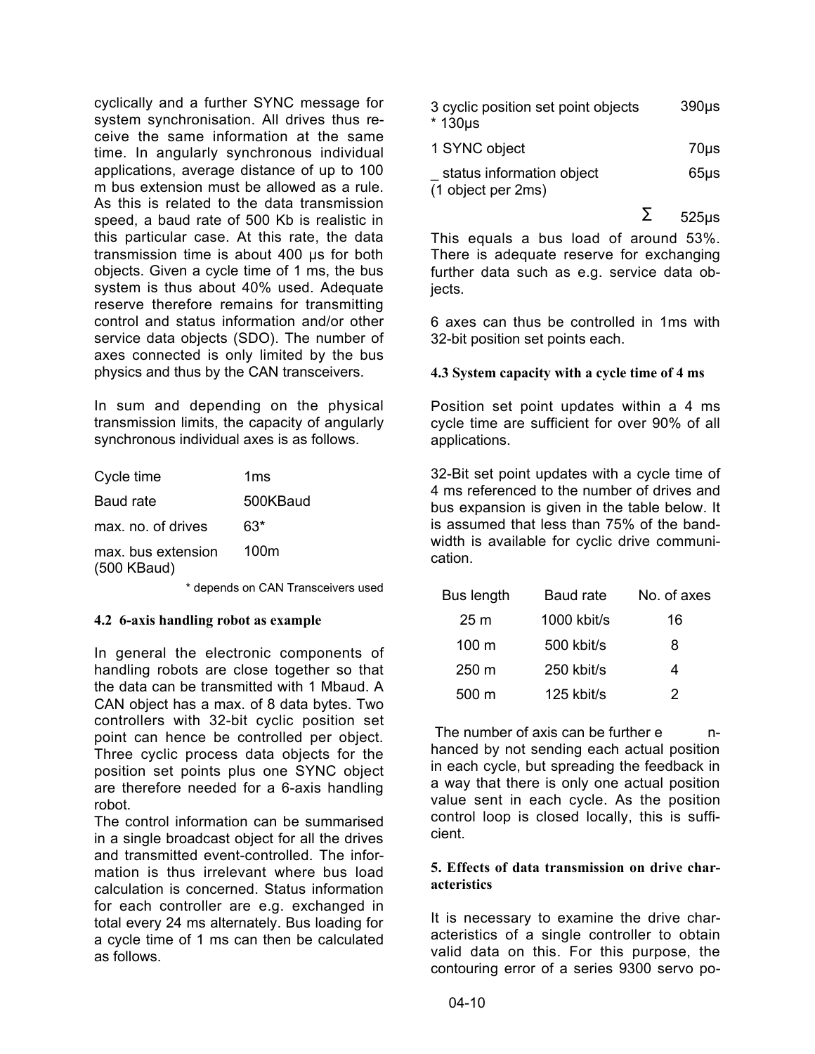cyclically and a further SYNC message for system synchronisation. All drives thus receive the same information at the same time. In angularly synchronous individual applications, average distance of up to 100 m bus extension must be allowed as a rule. As this is related to the data transmission speed, a baud rate of 500 Kb is realistic in this particular case. At this rate, the data transmission time is about 400 µs for both objects. Given a cycle time of 1 ms, the bus system is thus about 40% used. Adequate reserve therefore remains for transmitting control and status information and/or other service data objects (SDO). The number of axes connected is only limited by the bus physics and thus by the CAN transceivers.

In sum and depending on the physical transmission limits, the capacity of angularly synchronous individual axes is as follows.

| | |
|---|---|
| Cycle time | 1ms |
| Baud rate | 500KBaud |
| max. no. of drives | 63* |
| max. bus extension (500 KBaud) | 100m |

\* depends on CAN Transceivers used

### 4.2 6-axis handling robot as example

In general the electronic components of handling robots are close together so that the data can be transmitted with 1 Mbaud. A CAN object has a max. of 8 data bytes. Two controllers with 32-bit cyclic position set point can hence be controlled per object. Three cyclic process data objects for the position set points plus one SYNC object are therefore needed for a 6-axis handling robot.

The control information can be summarised in a single broadcast object for all the drives and transmitted event-controlled. The information is thus irrelevant where bus load calculation is concerned. Status information for each controller are e.g. exchanged in total every 24 ms alternately. Bus loading for a cycle time of 1 ms can then be calculated as follows.

| | |
|---|---|
| 3 cyclic position set point objects * 130µs | 390µs |
| 1 SYNC object | 70µs |
| _ status information object (1 object per 2ms) | 65µs |
| Σ | 525µs |

This equals a bus load of around 53%. There is adequate reserve for exchanging further data such as e.g. service data objects.

6 axes can thus be controlled in 1ms with 32-bit position set points each.

### 4.3 System capacity with a cycle time of 4 ms

Position set point updates within a 4 ms cycle time are sufficient for over 90% of all applications.

32-Bit set point updates with a cycle time of 4 ms referenced to the number of drives and bus expansion is given in the table below. It is assumed that less than 75% of the bandwidth is available for cyclic drive communication.

| Bus length | Baud rate | No. of axes |
|---|---|---|
| 25 m | 1000 kbit/s | 16 |
| 100 m | 500 kbit/s | 8 |
| 250 m | 250 kbit/s | 4 |
| 500 m | 125 kbit/s | 2 |

The number of axis can be further enhanced by not sending each actual position in each cycle, but spreading the feedback in a way that there is only one actual position value sent in each cycle. As the position control loop is closed locally, this is sufficient.

## 5. Effects of data transmission on drive characteristics

It is necessary to examine the drive characteristics of a single controller to obtain valid data on this. For this purpose, the contouring error of a series 9300 servo po-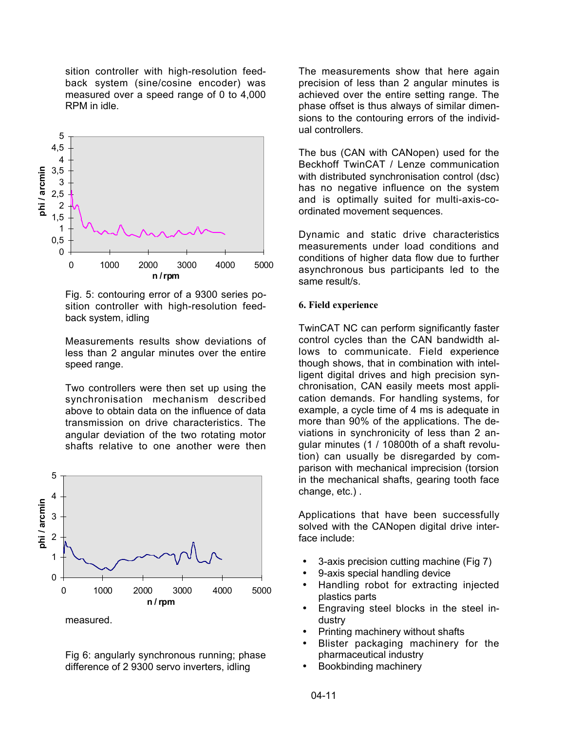sition controller with high-resolution feedback system (sine/cosine encoder) was measured over a speed range of 0 to 4,000 RPM in idle.

Fig. 5: contouring error of a 9300 series position controller with high-resolution feedback system, idling

Measurements results show deviations of less than 2 angular minutes over the entire speed range.

Two controllers were then set up using the synchronisation mechanism described above to obtain data on the influence of data transmission on drive characteristics. The angular deviation of the two rotating motor shafts relative to one another were then measured.

Fig 6: angularly synchronous running; phase difference of 2 9300 servo inverters, idling

The measurements show that here again precision of less than 2 angular minutes is achieved over the entire setting range. The phase offset is thus always of similar dimensions to the contouring errors of the individual controllers.

The bus (CAN with CANopen) used for the Beckhoff TwinCAT / Lenze communication with distributed synchronisation control (dsc) has no negative influence on the system and is optimally suited for multi-axis-coordinated movement sequences.

Dynamic and static drive characteristics measurements under load conditions and conditions of higher data flow due to further asynchronous bus participants led to the same result/s.

**6. Field experience**

TwinCAT NC can perform significantly faster control cycles than the CAN bandwidth allows to communicate. Field experience though shows, that in combination with intelligent digital drives and high precision synchronisation, CAN easily meets most application demands. For handling systems, for example, a cycle time of 4 ms is adequate in more than 90% of the applications. The deviations in synchronicity of less than 2 angular minutes (1 / 10800th of a shaft revolution) can usually be disregarded by comparison with mechanical imprecision (torsion in the mechanical shafts, gearing tooth face change, etc.) .

Applications that have been successfully solved with the CANopen digital drive interface include:

- 3-axis precision cutting machine (Fig 7)
- 9-axis special handling device
- Handling robot for extracting injected plastics parts
- Engraving steel blocks in the steel industry
- Printing machinery without shafts
- Blister packaging machinery for the pharmaceutical industry
- Bookbinding machinery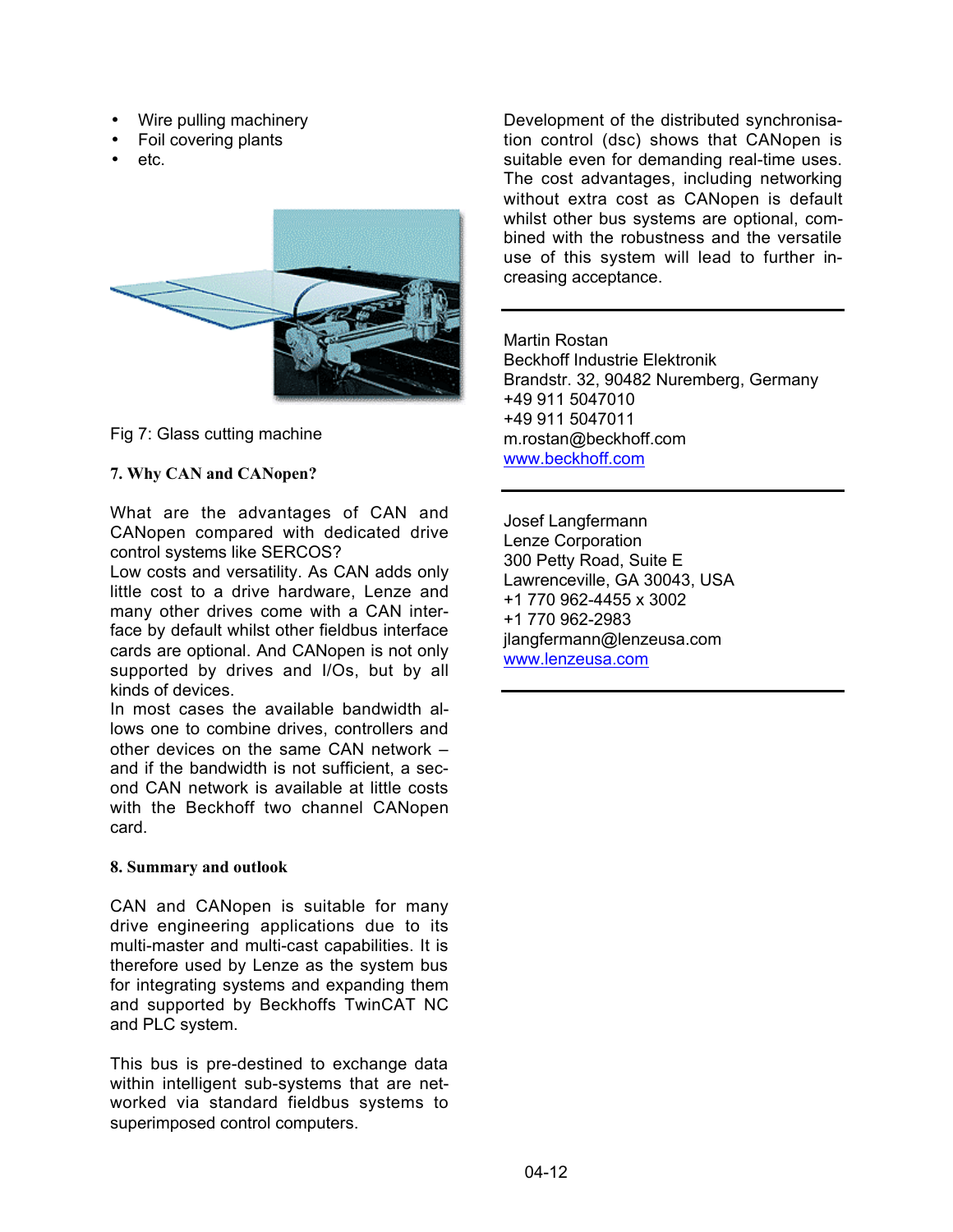- Wire pulling machinery
- Foil covering plants
- etc.

Fig 7: Glass cutting machine

### 7. Why CAN and CANopen?

What are the advantages of CAN and CANopen compared with dedicated drive control systems like SERCOS?
Low costs and versatility. As CAN adds only little cost to a drive hardware, Lenze and many other drives come with a CAN interface by default whilst other fieldbus interface cards are optional. And CANopen is not only supported by drives and I/Os, but by all kinds of devices.
In most cases the available bandwidth allows one to combine drives, controllers and other devices on the same CAN network – and if the bandwidth is not sufficient, a second CAN network is available at little costs with the Beckhoff two channel CANopen card.

### 8. Summary and outlook

CAN and CANopen is suitable for many drive engineering applications due to its multi-master and multi-cast capabilities. It is therefore used by Lenze as the system bus for integrating systems and expanding them and supported by Beckhoffs TwinCAT NC and PLC system.

This bus is pre-destined to exchange data within intelligent sub-systems that are networked via standard fieldbus systems to superimposed control computers.

Development of the distributed synchronisation control (dsc) shows that CANopen is suitable even for demanding real-time uses. The cost advantages, including networking without extra cost as CANopen is default whilst other bus systems are optional, combined with the robustness and the versatile use of this system will lead to further increasing acceptance.

---

Martin Rostan
Beckhoff Industrie Elektronik
Brandstr. 32, 90482 Nuremberg, Germany
+49 911 5047010
+49 911 5047011
m.rostan@beckhoff.com
www.beckhoff.com

---

Josef Langfermann
Lenze Corporation
300 Petty Road, Suite E
Lawrenceville, GA 30043, USA
+1 770 962-4455 x 3002
+1 770 962-2983
jlangfermann@lenzeusa.com
www.lenzeusa.com

---